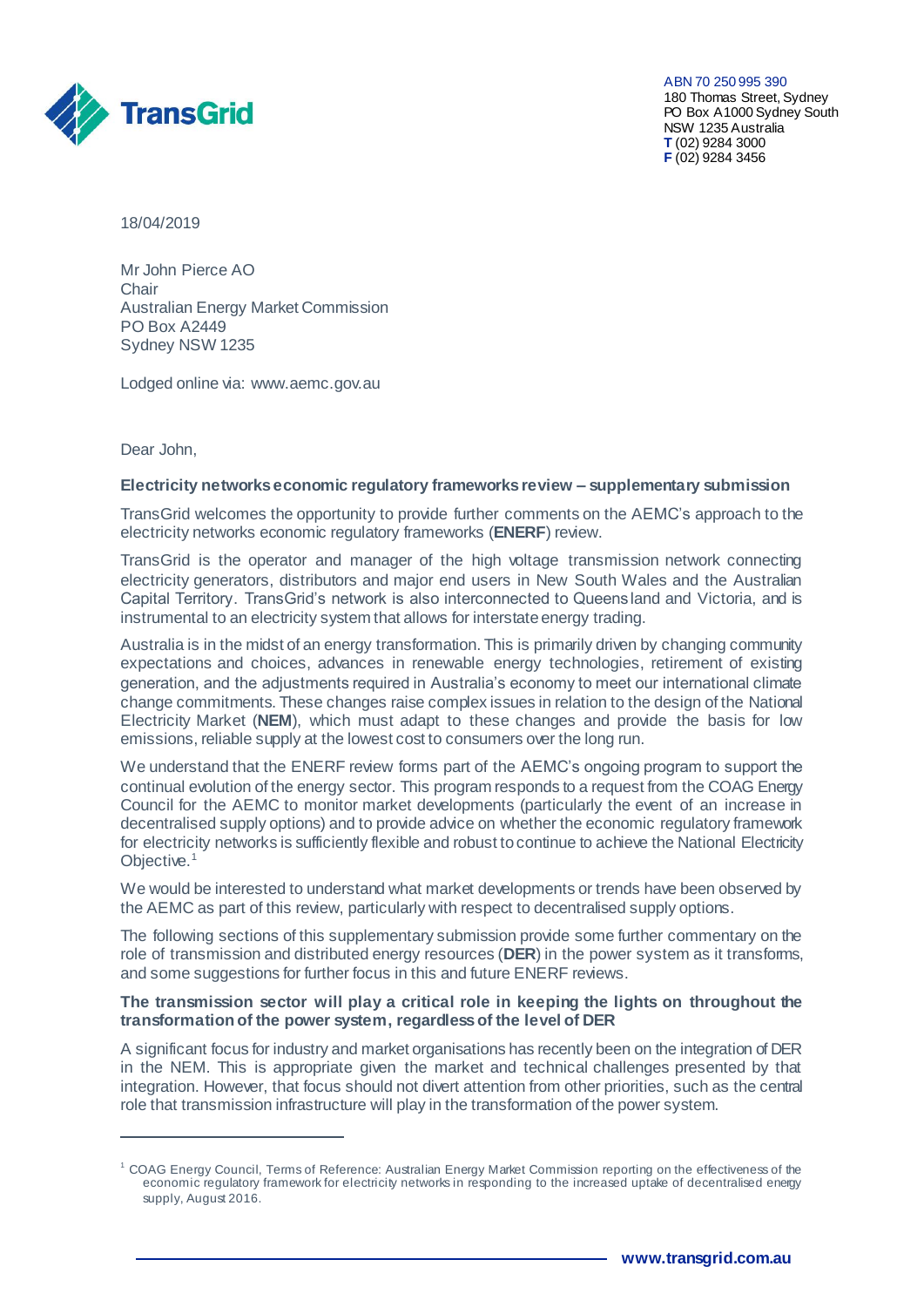ABN 70 250 995 390
180 Thomas Street, Sydney
PO Box A1000 Sydney South
NSW 1235 Australia
**T** (02) 9284 3000
**F** (02) 9284 3456

18/04/2019

Mr John Pierce AO
Chair
Australian Energy Market Commission
PO Box A2449
Sydney NSW 1235

Lodged online via: www.aemc.gov.au

Dear John,

**Electricity networks economic regulatory frameworks review – supplementary submission**

TransGrid welcomes the opportunity to provide further comments on the AEMC's approach to the electricity networks economic regulatory frameworks (**ENERF**) review.

TransGrid is the operator and manager of the high voltage transmission network connecting electricity generators, distributors and major end users in New South Wales and the Australian Capital Territory. TransGrid's network is also interconnected to Queensland and Victoria, and is instrumental to an electricity system that allows for interstate energy trading.

Australia is in the midst of an energy transformation. This is primarily driven by changing community expectations and choices, advances in renewable energy technologies, retirement of existing generation, and the adjustments required in Australia's economy to meet our international climate change commitments. These changes raise complex issues in relation to the design of the National Electricity Market (**NEM**), which must adapt to these changes and provide the basis for low emissions, reliable supply at the lowest cost to consumers over the long run.

We understand that the ENERF review forms part of the AEMC's ongoing program to support the continual evolution of the energy sector. This program responds to a request from the COAG Energy Council for the AEMC to monitor market developments (particularly the event of an increase in decentralised supply options) and to provide advice on whether the economic regulatory framework for electricity networks is sufficiently flexible and robust to continue to achieve the National Electricity Objective.[1]

We would be interested to understand what market developments or trends have been observed by the AEMC as part of this review, particularly with respect to decentralised supply options.

The following sections of this supplementary submission provide some further commentary on the role of transmission and distributed energy resources (**DER**) in the power system as it transforms, and some suggestions for further focus in this and future ENERF reviews.

**The transmission sector will play a critical role in keeping the lights on throughout the transformation of the power system, regardless of the level of DER**

A significant focus for industry and market organisations has recently been on the integration of DER in the NEM. This is appropriate given the market and technical challenges presented by that integration. However, that focus should not divert attention from other priorities, such as the central role that transmission infrastructure will play in the transformation of the power system.

---

[1] COAG Energy Council, Terms of Reference: Australian Energy Market Commission reporting on the effectiveness of the economic regulatory framework for electricity networks in responding to the increased uptake of decentralised energy supply, August 2016.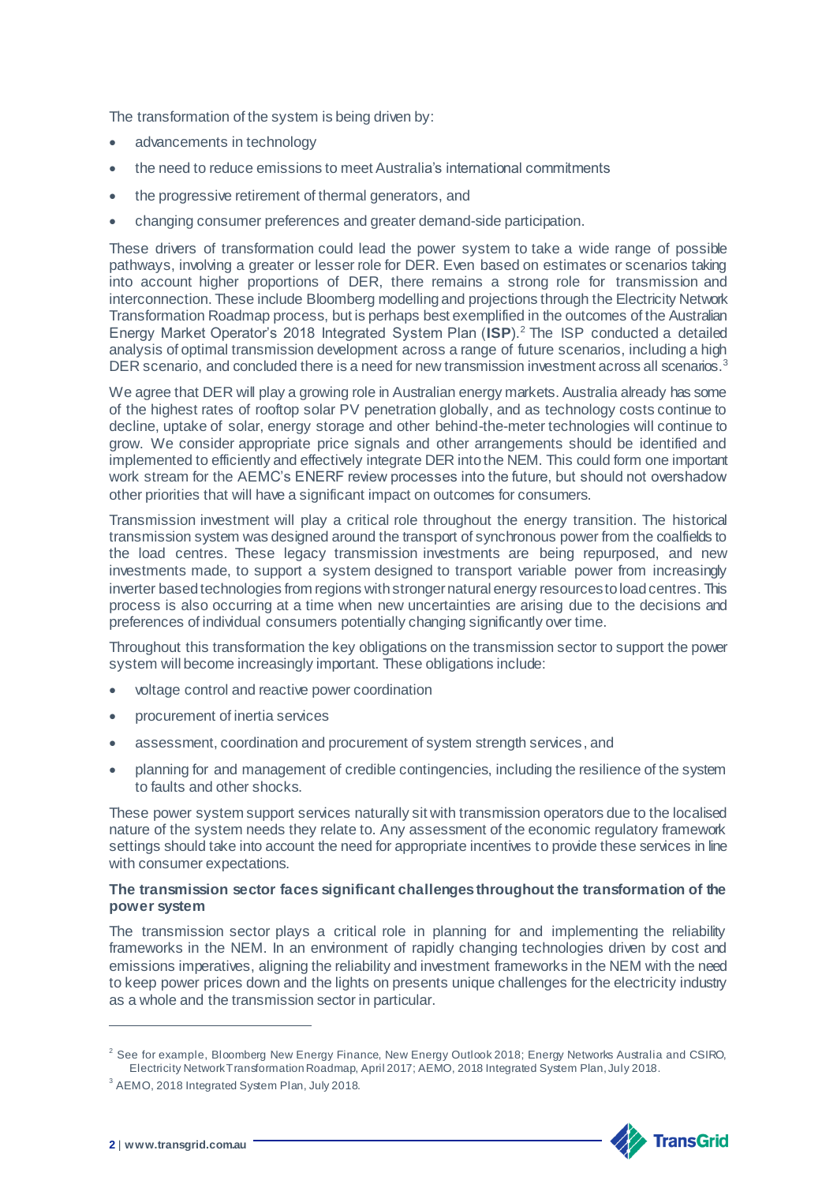The transformation of the system is being driven by:

- advancements in technology
- the need to reduce emissions to meet Australia's international commitments
- the progressive retirement of thermal generators, and
- changing consumer preferences and greater demand-side participation.

These drivers of transformation could lead the power system to take a wide range of possible pathways, involving a greater or lesser role for DER. Even based on estimates or scenarios taking into account higher proportions of DER, there remains a strong role for transmission and interconnection. These include Bloomberg modelling and projections through the Electricity Network Transformation Roadmap process, but is perhaps best exemplified in the outcomes of the Australian Energy Market Operator's 2018 Integrated System Plan (**ISP**).[2] The ISP conducted a detailed analysis of optimal transmission development across a range of future scenarios, including a high DER scenario, and concluded there is a need for new transmission investment across all scenarios.[3]

We agree that DER will play a growing role in Australian energy markets. Australia already has some of the highest rates of rooftop solar PV penetration globally, and as technology costs continue to decline, uptake of solar, energy storage and other behind-the-meter technologies will continue to grow. We consider appropriate price signals and other arrangements should be identified and implemented to efficiently and effectively integrate DER into the NEM. This could form one important work stream for the AEMC's ENERF review processes into the future, but should not overshadow other priorities that will have a significant impact on outcomes for consumers.

Transmission investment will play a critical role throughout the energy transition. The historical transmission system was designed around the transport of synchronous power from the coalfields to the load centres. These legacy transmission investments are being repurposed, and new investments made, to support a system designed to transport variable power from increasingly inverter based technologies from regions with stronger natural energy resources to load centres. This process is also occurring at a time when new uncertainties are arising due to the decisions and preferences of individual consumers potentially changing significantly over time.

Throughout this transformation the key obligations on the transmission sector to support the power system will become increasingly important. These obligations include:

- voltage control and reactive power coordination
- procurement of inertia services
- assessment, coordination and procurement of system strength services, and
- planning for and management of credible contingencies, including the resilience of the system to faults and other shocks.

These power system support services naturally sit with transmission operators due to the localised nature of the system needs they relate to. Any assessment of the economic regulatory framework settings should take into account the need for appropriate incentives to provide these services in line with consumer expectations.

**The transmission sector faces significant challenges throughout the transformation of the power system**

The transmission sector plays a critical role in planning for and implementing the reliability frameworks in the NEM. In an environment of rapidly changing technologies driven by cost and emissions imperatives, aligning the reliability and investment frameworks in the NEM with the need to keep power prices down and the lights on presents unique challenges for the electricity industry as a whole and the transmission sector in particular.

---

[2] See for example, Bloomberg New Energy Finance, New Energy Outlook 2018; Energy Networks Australia and CSIRO, Electricity Network Transformation Roadmap, April 2017; AEMO, 2018 Integrated System Plan, July 2018.

[3] AEMO, 2018 Integrated System Plan, July 2018.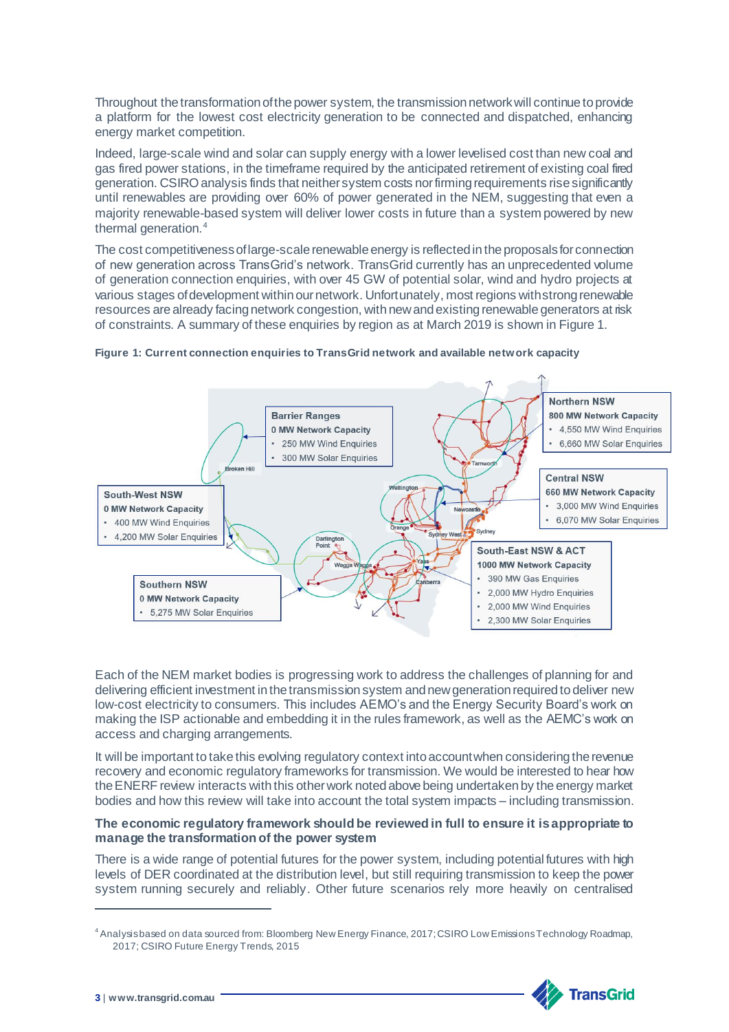Throughout the transformation of the power system, the transmission network will continue to provide a platform for the lowest cost electricity generation to be connected and dispatched, enhancing energy market competition.

Indeed, large-scale wind and solar can supply energy with a lower levelised cost than new coal and gas fired power stations, in the timeframe required by the anticipated retirement of existing coal fired generation. CSIRO analysis finds that neither system costs nor firming requirements rise significantly until renewables are providing over 60% of power generated in the NEM, suggesting that even a majority renewable-based system will deliver lower costs in future than a system powered by new thermal generation.[4]

The cost competitiveness of large-scale renewable energy is reflected in the proposals for connection of new generation across TransGrid's network. TransGrid currently has an unprecedented volume of generation connection enquiries, with over 45 GW of potential solar, wind and hydro projects at various stages of development within our network. Unfortunately, most regions with strong renewable resources are already facing network congestion, with new and existing renewable generators at risk of constraints. A summary of these enquiries by region as at March 2019 is shown in Figure 1.

**Figure 1: Current connection enquiries to TransGrid network and available network capacity**

**Barrier Ranges**
**0 MW Network Capacity**
- 250 MW Wind Enquiries
- 300 MW Solar Enquiries

**Northern NSW**
**800 MW Network Capacity**
- 4,550 MW Wind Enquiries
- 6,660 MW Solar Enquiries

**Central NSW**
**660 MW Network Capacity**
- 3,000 MW Wind Enquiries
- 6,070 MW Solar Enquiries

**South-West NSW**
**0 MW Network Capacity**
- 400 MW Wind Enquiries
- 4,200 MW Solar Enquiries

**South-East NSW & ACT**
**1000 MW Network Capacity**
- 390 MW Gas Enquiries
- 2,000 MW Hydro Enquiries
- 2,000 MW Wind Enquiries
- 2,300 MW Solar Enquiries

**Southern NSW**
**0 MW Network Capacity**
- 5,275 MW Solar Enquiries

Each of the NEM market bodies is progressing work to address the challenges of planning for and delivering efficient investment in the transmission system and new generation required to deliver new low-cost electricity to consumers. This includes AEMO's and the Energy Security Board's work on making the ISP actionable and embedding it in the rules framework, as well as the AEMC's work on access and charging arrangements.

It will be important to take this evolving regulatory context into account when considering the revenue recovery and economic regulatory frameworks for transmission. We would be interested to hear how the ENERF review interacts with this other work noted above being undertaken by the energy market bodies and how this review will take into account the total system impacts – including transmission.

**The economic regulatory framework should be reviewed in full to ensure it is appropriate to manage the transformation of the power system**

There is a wide range of potential futures for the power system, including potential futures with high levels of DER coordinated at the distribution level, but still requiring transmission to keep the power system running securely and reliably. Other future scenarios rely more heavily on centralised

[4] Analysis based on data sourced from: Bloomberg New Energy Finance, 2017; CSIRO Low Emissions Technology Roadmap, 2017; CSIRO Future Energy Trends, 2015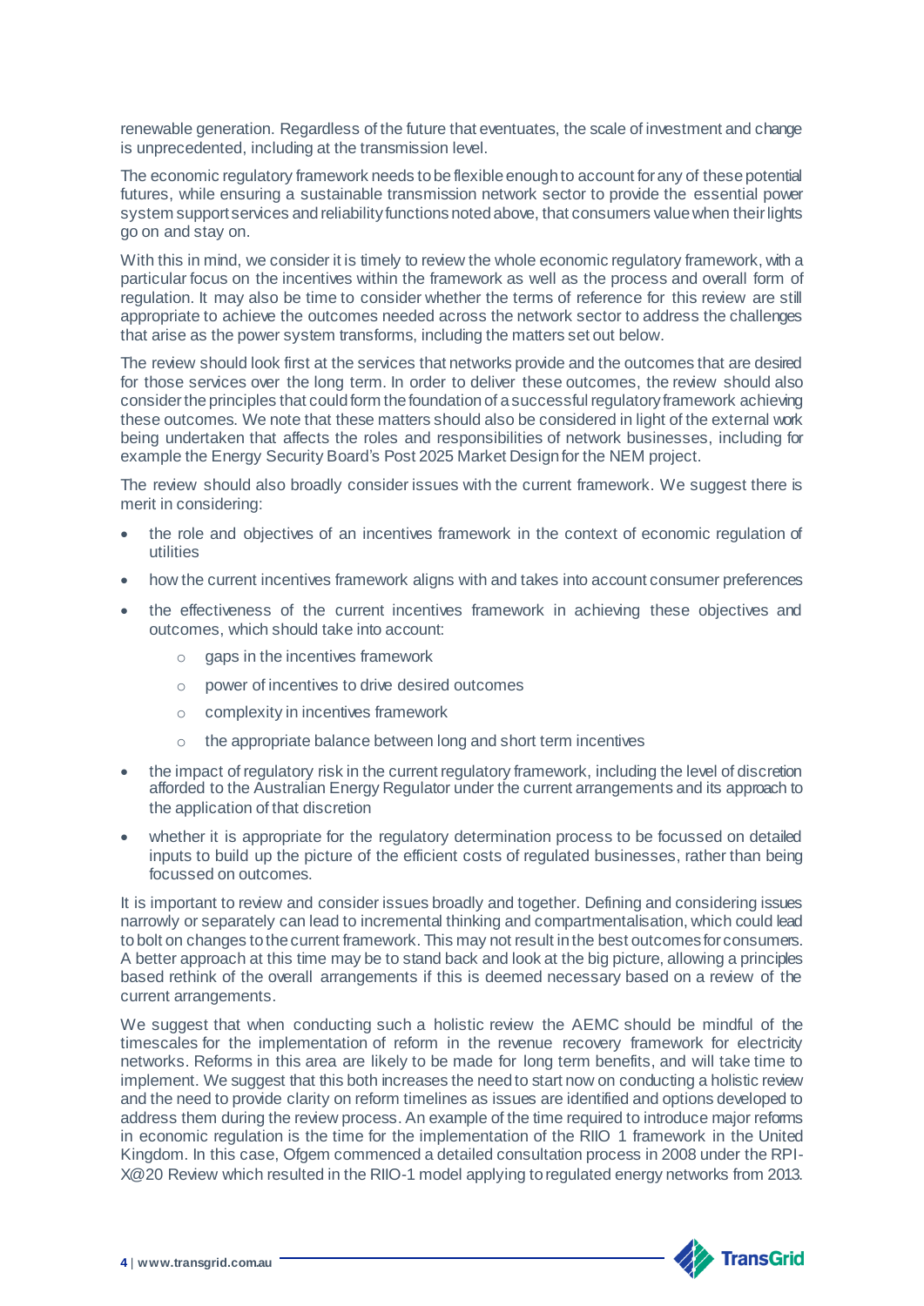renewable generation. Regardless of the future that eventuates, the scale of investment and change is unprecedented, including at the transmission level.

The economic regulatory framework needs to be flexible enough to account for any of these potential futures, while ensuring a sustainable transmission network sector to provide the essential power system support services and reliability functions noted above, that consumers value when their lights go on and stay on.

With this in mind, we consider it is timely to review the whole economic regulatory framework, with a particular focus on the incentives within the framework as well as the process and overall form of regulation. It may also be time to consider whether the terms of reference for this review are still appropriate to achieve the outcomes needed across the network sector to address the challenges that arise as the power system transforms, including the matters set out below.

The review should look first at the services that networks provide and the outcomes that are desired for those services over the long term. In order to deliver these outcomes, the review should also consider the principles that could form the foundation of a successful regulatory framework achieving these outcomes. We note that these matters should also be considered in light of the external work being undertaken that affects the roles and responsibilities of network businesses, including for example the Energy Security Board's Post 2025 Market Design for the NEM project.

The review should also broadly consider issues with the current framework. We suggest there is merit in considering:

- the role and objectives of an incentives framework in the context of economic regulation of utilities
- how the current incentives framework aligns with and takes into account consumer preferences
- the effectiveness of the current incentives framework in achieving these objectives and outcomes, which should take into account:
  - gaps in the incentives framework
  - power of incentives to drive desired outcomes
  - complexity in incentives framework
  - the appropriate balance between long and short term incentives
- the impact of regulatory risk in the current regulatory framework, including the level of discretion afforded to the Australian Energy Regulator under the current arrangements and its approach to the application of that discretion
- whether it is appropriate for the regulatory determination process to be focussed on detailed inputs to build up the picture of the efficient costs of regulated businesses, rather than being focussed on outcomes.

It is important to review and consider issues broadly and together. Defining and considering issues narrowly or separately can lead to incremental thinking and compartmentalisation, which could lead to bolt on changes to the current framework. This may not result in the best outcomes for consumers. A better approach at this time may be to stand back and look at the big picture, allowing a principles based rethink of the overall arrangements if this is deemed necessary based on a review of the current arrangements.

We suggest that when conducting such a holistic review the AEMC should be mindful of the timescales for the implementation of reform in the revenue recovery framework for electricity networks. Reforms in this area are likely to be made for long term benefits, and will take time to implement. We suggest that this both increases the need to start now on conducting a holistic review and the need to provide clarity on reform timelines as issues are identified and options developed to address them during the review process. An example of the time required to introduce major reforms in economic regulation is the time for the implementation of the RIIO 1 framework in the United Kingdom. In this case, Ofgem commenced a detailed consultation process in 2008 under the RPI-X@20 Review which resulted in the RIIO-1 model applying to regulated energy networks from 2013.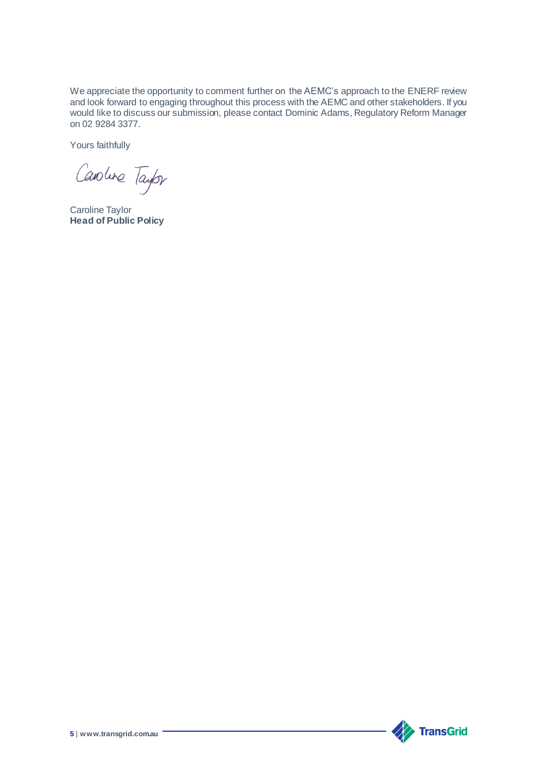We appreciate the opportunity to comment further on the AEMC's approach to the ENERF review and look forward to engaging throughout this process with the AEMC and other stakeholders. If you would like to discuss our submission, please contact Dominic Adams, Regulatory Reform Manager on 02 9284 3377.

Yours faithfully

Caroline Taylor
**Head of Public Policy**